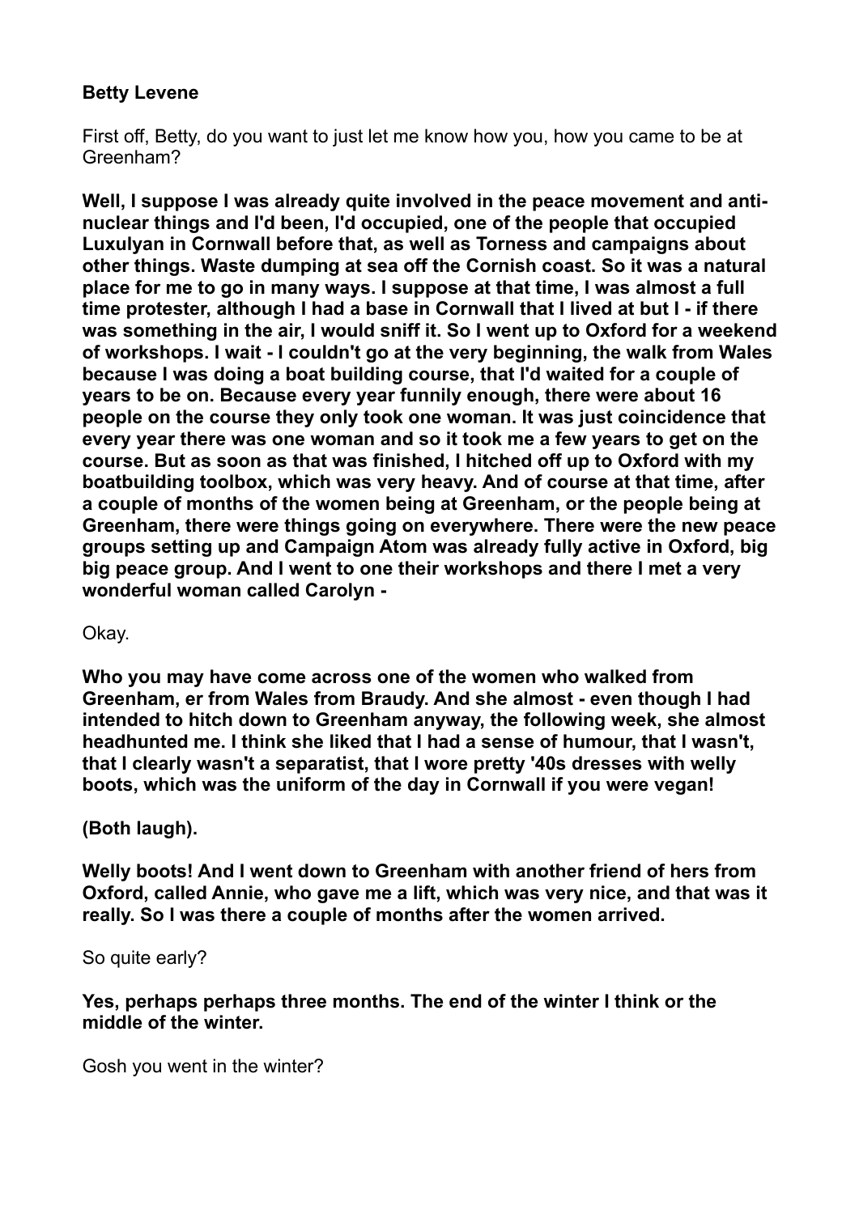**Betty Levene**

First off, Betty, do you want to just let me know how you, how you came to be at Greenham?

**Well, I suppose I was already quite involved in the peace movement and anti-nuclear things and I'd been, I'd occupied, one of the people that occupied Luxulyan in Cornwall before that, as well as Torness and campaigns about other things. Waste dumping at sea off the Cornish coast. So it was a natural place for me to go in many ways. I suppose at that time, I was almost a full time protester, although I had a base in Cornwall that I lived at but I - if there was something in the air, I would sniff it. So I went up to Oxford for a weekend of workshops. I wait - I couldn't go at the very beginning, the walk from Wales because I was doing a boat building course, that I'd waited for a couple of years to be on. Because every year funnily enough, there were about 16 people on the course they only took one woman. It was just coincidence that every year there was one woman and so it took me a few years to get on the course. But as soon as that was finished, I hitched off up to Oxford with my boatbuilding toolbox, which was very heavy. And of course at that time, after a couple of months of the women being at Greenham, or the people being at Greenham, there were things going on everywhere. There were the new peace groups setting up and Campaign Atom was already fully active in Oxford, big big peace group. And I went to one their workshops and there I met a very wonderful woman called Carolyn -**

Okay.

**Who you may have come across one of the women who walked from Greenham, er from Wales from Braudy. And she almost - even though I had intended to hitch down to Greenham anyway, the following week, she almost headhunted me. I think she liked that I had a sense of humour, that I wasn't, that I clearly wasn't a separatist, that I wore pretty '40s dresses with welly boots, which was the uniform of the day in Cornwall if you were vegan!**

**(Both laugh).**

**Welly boots! And I went down to Greenham with another friend of hers from Oxford, called Annie, who gave me a lift, which was very nice, and that was it really. So I was there a couple of months after the women arrived.**

So quite early?

**Yes, perhaps perhaps three months. The end of the winter I think or the middle of the winter.**

Gosh you went in the winter?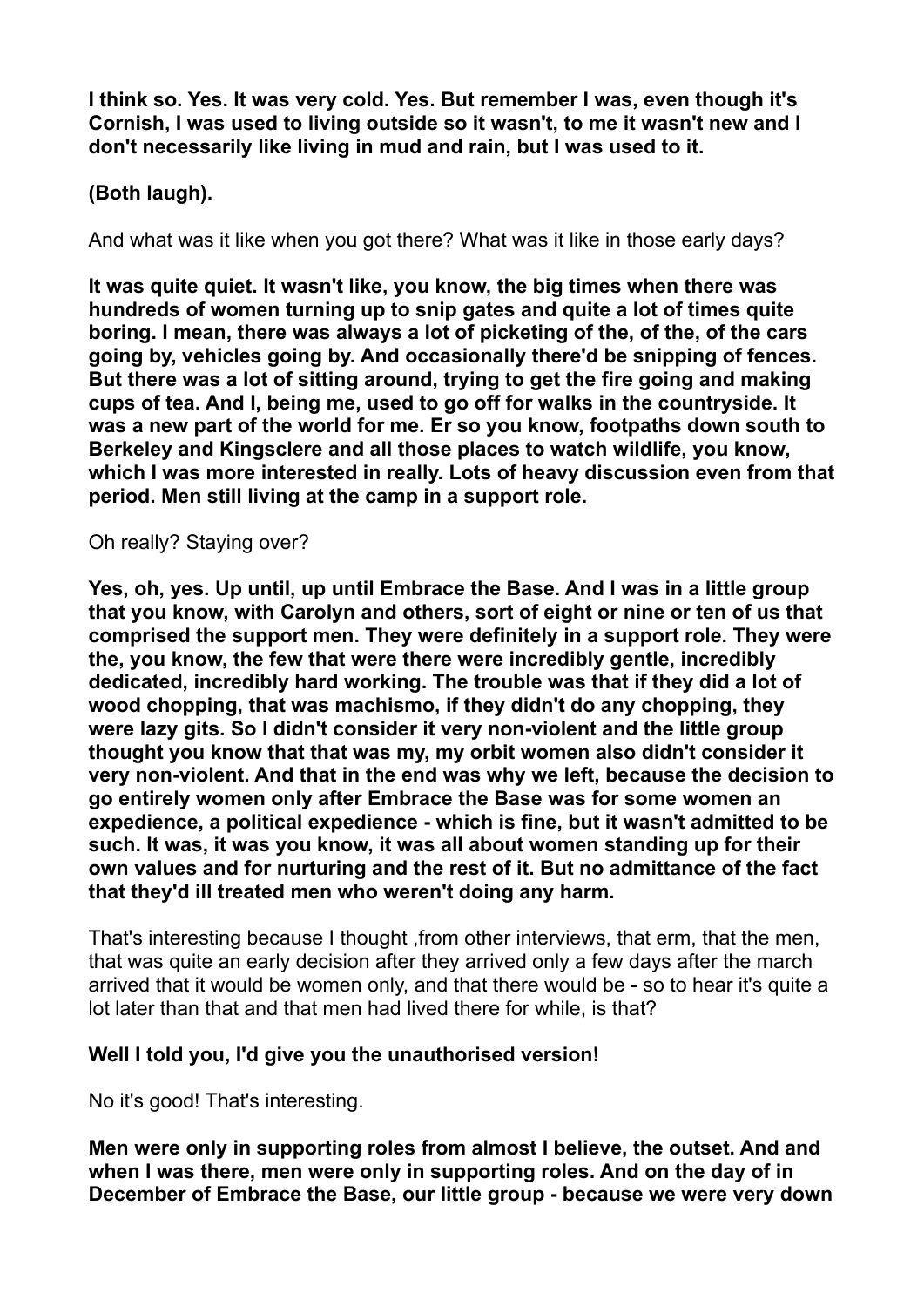**I think so. Yes. It was very cold. Yes. But remember I was, even though it's Cornish, I was used to living outside so it wasn't, to me it wasn't new and I don't necessarily like living in mud and rain, but I was used to it.**

**(Both laugh).**

And what was it like when you got there? What was it like in those early days?

**It was quite quiet. It wasn't like, you know, the big times when there was hundreds of women turning up to snip gates and quite a lot of times quite boring. I mean, there was always a lot of picketing of the, of the, of the cars going by, vehicles going by. And occasionally there'd be snipping of fences. But there was a lot of sitting around, trying to get the fire going and making cups of tea. And I, being me, used to go off for walks in the countryside. It was a new part of the world for me. Er so you know, footpaths down south to Berkeley and Kingsclere and all those places to watch wildlife, you know, which I was more interested in really. Lots of heavy discussion even from that period. Men still living at the camp in a support role.**

Oh really? Staying over?

**Yes, oh, yes. Up until, up until Embrace the Base. And I was in a little group that you know, with Carolyn and others, sort of eight or nine or ten of us that comprised the support men. They were definitely in a support role. They were the, you know, the few that were there were incredibly gentle, incredibly dedicated, incredibly hard working. The trouble was that if they did a lot of wood chopping, that was machismo, if they didn't do any chopping, they were lazy gits. So I didn't consider it very non-violent and the little group thought you know that that was my, my orbit women also didn't consider it very non-violent. And that in the end was why we left, because the decision to go entirely women only after Embrace the Base was for some women an expedience, a political expedience - which is fine, but it wasn't admitted to be such. It was, it was you know, it was all about women standing up for their own values and for nurturing and the rest of it. But no admittance of the fact that they'd ill treated men who weren't doing any harm.**

That's interesting because I thought ,from other interviews, that erm, that the men, that was quite an early decision after they arrived only a few days after the march arrived that it would be women only, and that there would be - so to hear it's quite a lot later than that and that men had lived there for while, is that?

**Well I told you, I'd give you the unauthorised version!**

No it's good! That's interesting.

**Men were only in supporting roles from almost I believe, the outset. And and when I was there, men were only in supporting roles. And on the day of in December of Embrace the Base, our little group - because we were very down**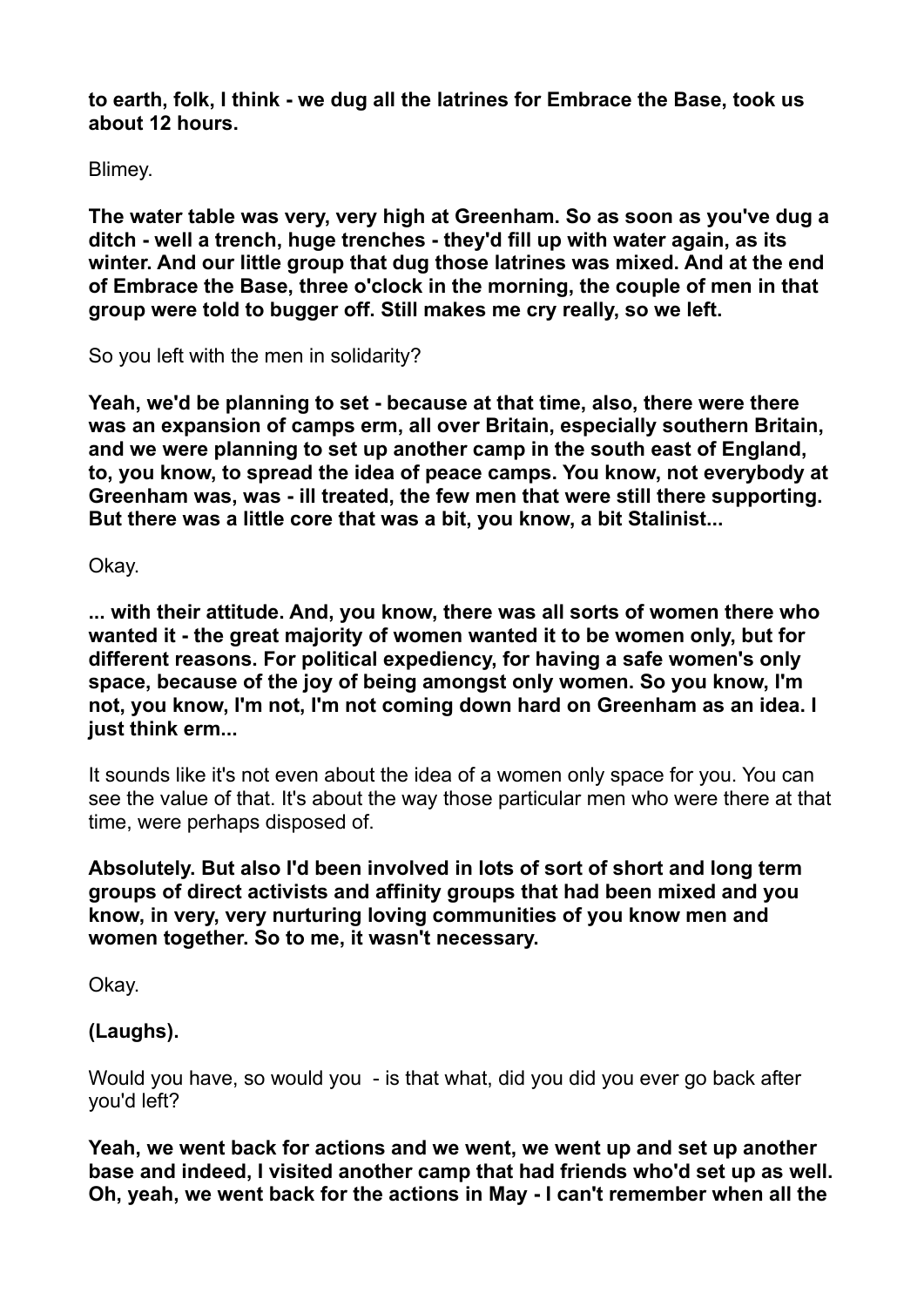**to earth, folk, I think - we dug all the latrines for Embrace the Base, took us about 12 hours.**

Blimey.

**The water table was very, very high at Greenham. So as soon as you've dug a ditch - well a trench, huge trenches - they'd fill up with water again, as its winter. And our little group that dug those latrines was mixed. And at the end of Embrace the Base, three o'clock in the morning, the couple of men in that group were told to bugger off. Still makes me cry really, so we left.**

So you left with the men in solidarity?

**Yeah, we'd be planning to set - because at that time, also, there were there was an expansion of camps erm, all over Britain, especially southern Britain, and we were planning to set up another camp in the south east of England, to, you know, to spread the idea of peace camps. You know, not everybody at Greenham was, was - ill treated, the few men that were still there supporting. But there was a little core that was a bit, you know, a bit Stalinist...**

Okay.

**... with their attitude. And, you know, there was all sorts of women there who wanted it - the great majority of women wanted it to be women only, but for different reasons. For political expediency, for having a safe women's only space, because of the joy of being amongst only women. So you know, I'm not, you know, I'm not, I'm not coming down hard on Greenham as an idea. I just think erm...**

It sounds like it's not even about the idea of a women only space for you. You can see the value of that. It's about the way those particular men who were there at that time, were perhaps disposed of.

**Absolutely. But also I'd been involved in lots of sort of short and long term groups of direct activists and affinity groups that had been mixed and you know, in very, very nurturing loving communities of you know men and women together. So to me, it wasn't necessary.**

Okay.

**(Laughs).**

Would you have, so would you - is that what, did you did you ever go back after you'd left?

**Yeah, we went back for actions and we went, we went up and set up another base and indeed, I visited another camp that had friends who'd set up as well. Oh, yeah, we went back for the actions in May - I can't remember when all the**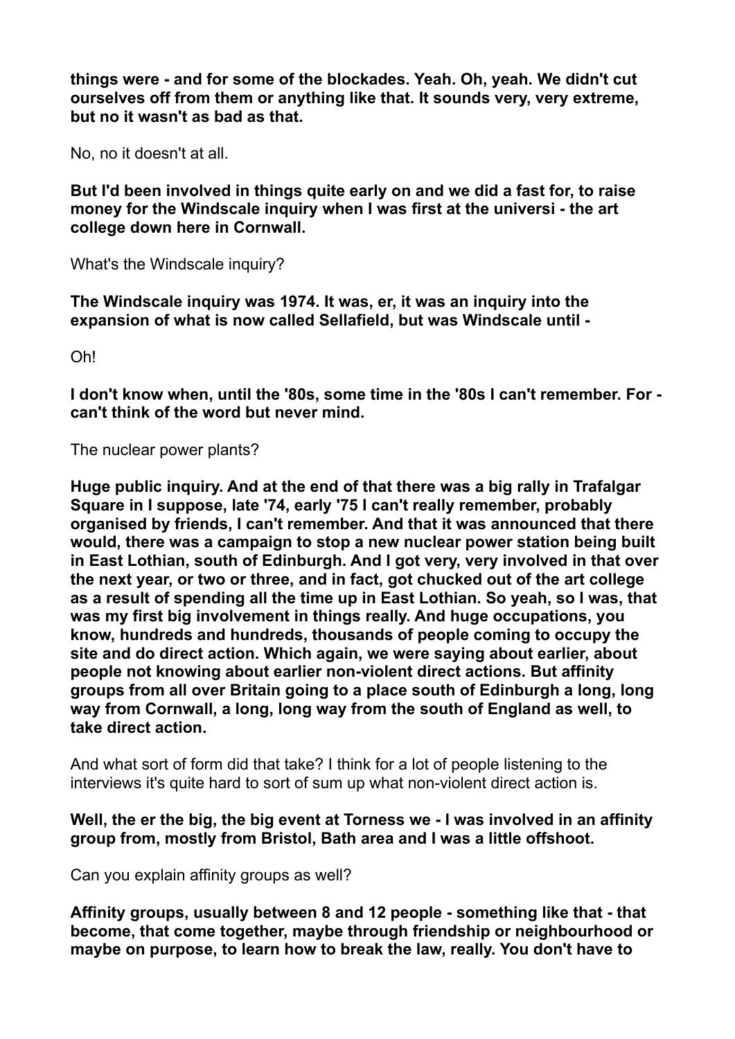**things were - and for some of the blockades. Yeah. Oh, yeah. We didn't cut ourselves off from them or anything like that. It sounds very, very extreme, but no it wasn't as bad as that.**

No, no it doesn't at all.

**But I'd been involved in things quite early on and we did a fast for, to raise money for the Windscale inquiry when I was first at the universi - the art college down here in Cornwall.**

What's the Windscale inquiry?

**The Windscale inquiry was 1974. It was, er, it was an inquiry into the expansion of what is now called Sellafield, but was Windscale until -**

Oh!

**I don't know when, until the '80s, some time in the '80s I can't remember. For - can't think of the word but never mind.**

The nuclear power plants?

**Huge public inquiry. And at the end of that there was a big rally in Trafalgar Square in I suppose, late '74, early '75 I can't really remember, probably organised by friends, I can't remember. And that it was announced that there would, there was a campaign to stop a new nuclear power station being built in East Lothian, south of Edinburgh. And I got very, very involved in that over the next year, or two or three, and in fact, got chucked out of the art college as a result of spending all the time up in East Lothian. So yeah, so I was, that was my first big involvement in things really. And huge occupations, you know, hundreds and hundreds, thousands of people coming to occupy the site and do direct action. Which again, we were saying about earlier, about people not knowing about earlier non-violent direct actions. But affinity groups from all over Britain going to a place south of Edinburgh a long, long way from Cornwall, a long, long way from the south of England as well, to take direct action.**

And what sort of form did that take? I think for a lot of people listening to the interviews it's quite hard to sort of sum up what non-violent direct action is.

**Well, the er the big, the big event at Torness we - I was involved in an affinity group from, mostly from Bristol, Bath area and I was a little offshoot.**

Can you explain affinity groups as well?

**Affinity groups, usually between 8 and 12 people - something like that - that become, that come together, maybe through friendship or neighbourhood or maybe on purpose, to learn how to break the law, really. You don't have to**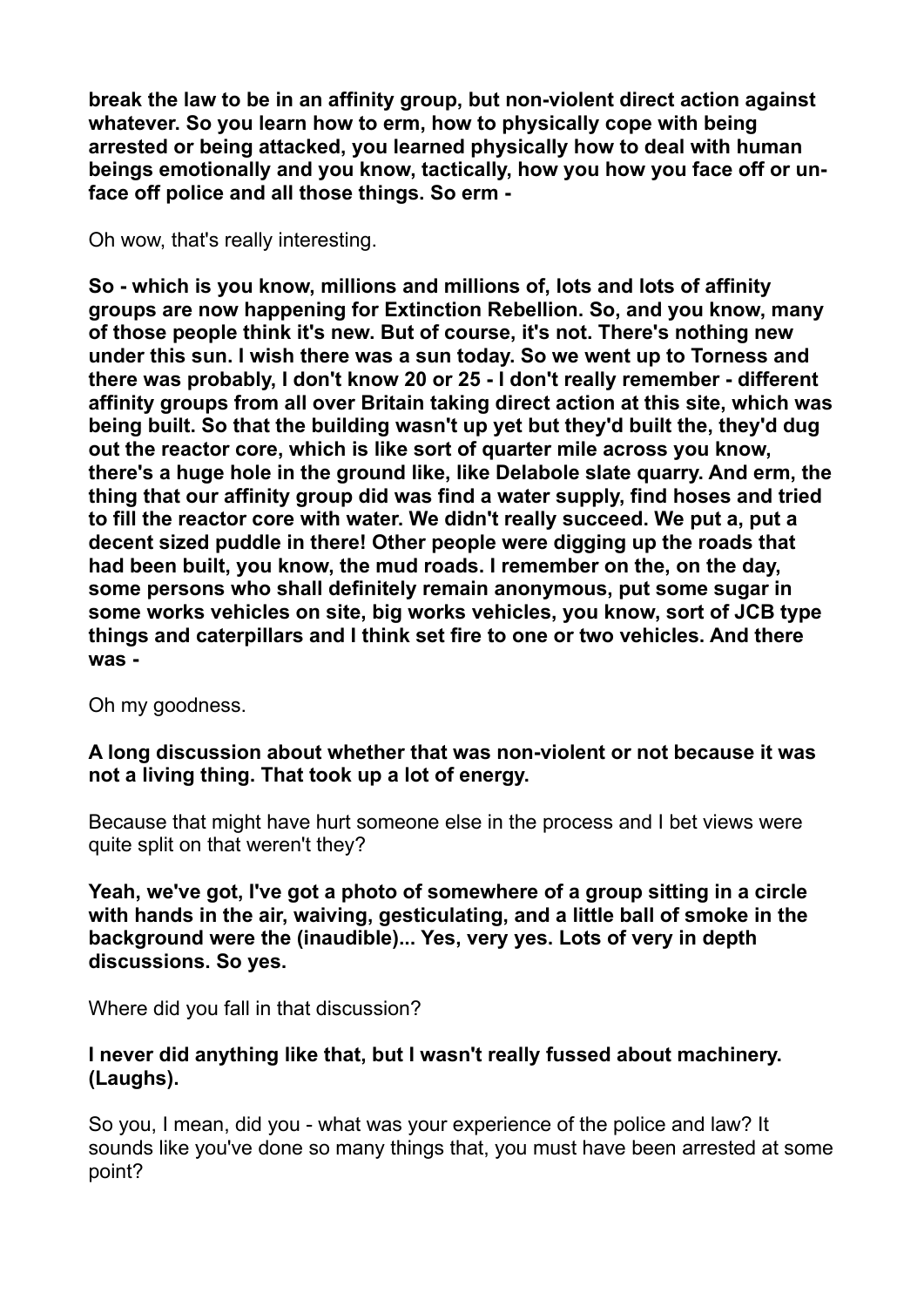**break the law to be in an affinity group, but non-violent direct action against whatever. So you learn how to erm, how to physically cope with being arrested or being attacked, you learned physically how to deal with human beings emotionally and you know, tactically, how you how you face off or un-face off police and all those things. So erm -**

Oh wow, that's really interesting.

**So - which is you know, millions and millions of, lots and lots of affinity groups are now happening for Extinction Rebellion. So, and you know, many of those people think it's new. But of course, it's not. There's nothing new under this sun. I wish there was a sun today. So we went up to Torness and there was probably, I don't know 20 or 25 - I don't really remember - different affinity groups from all over Britain taking direct action at this site, which was being built. So that the building wasn't up yet but they'd built the, they'd dug out the reactor core, which is like sort of quarter mile across you know, there's a huge hole in the ground like, like Delabole slate quarry. And erm, the thing that our affinity group did was find a water supply, find hoses and tried to fill the reactor core with water. We didn't really succeed. We put a, put a decent sized puddle in there! Other people were digging up the roads that had been built, you know, the mud roads. I remember on the, on the day, some persons who shall definitely remain anonymous, put some sugar in some works vehicles on site, big works vehicles, you know, sort of JCB type things and caterpillars and I think set fire to one or two vehicles. And there was -**

Oh my goodness.

**A long discussion about whether that was non-violent or not because it was not a living thing. That took up a lot of energy.**

Because that might have hurt someone else in the process and I bet views were quite split on that weren't they?

**Yeah, we've got, I've got a photo of somewhere of a group sitting in a circle with hands in the air, waiving, gesticulating, and a little ball of smoke in the background were the (inaudible)... Yes, very yes. Lots of very in depth discussions. So yes.**

Where did you fall in that discussion?

**I never did anything like that, but I wasn't really fussed about machinery. (Laughs).**

So you, I mean, did you - what was your experience of the police and law? It sounds like you've done so many things that, you must have been arrested at some point?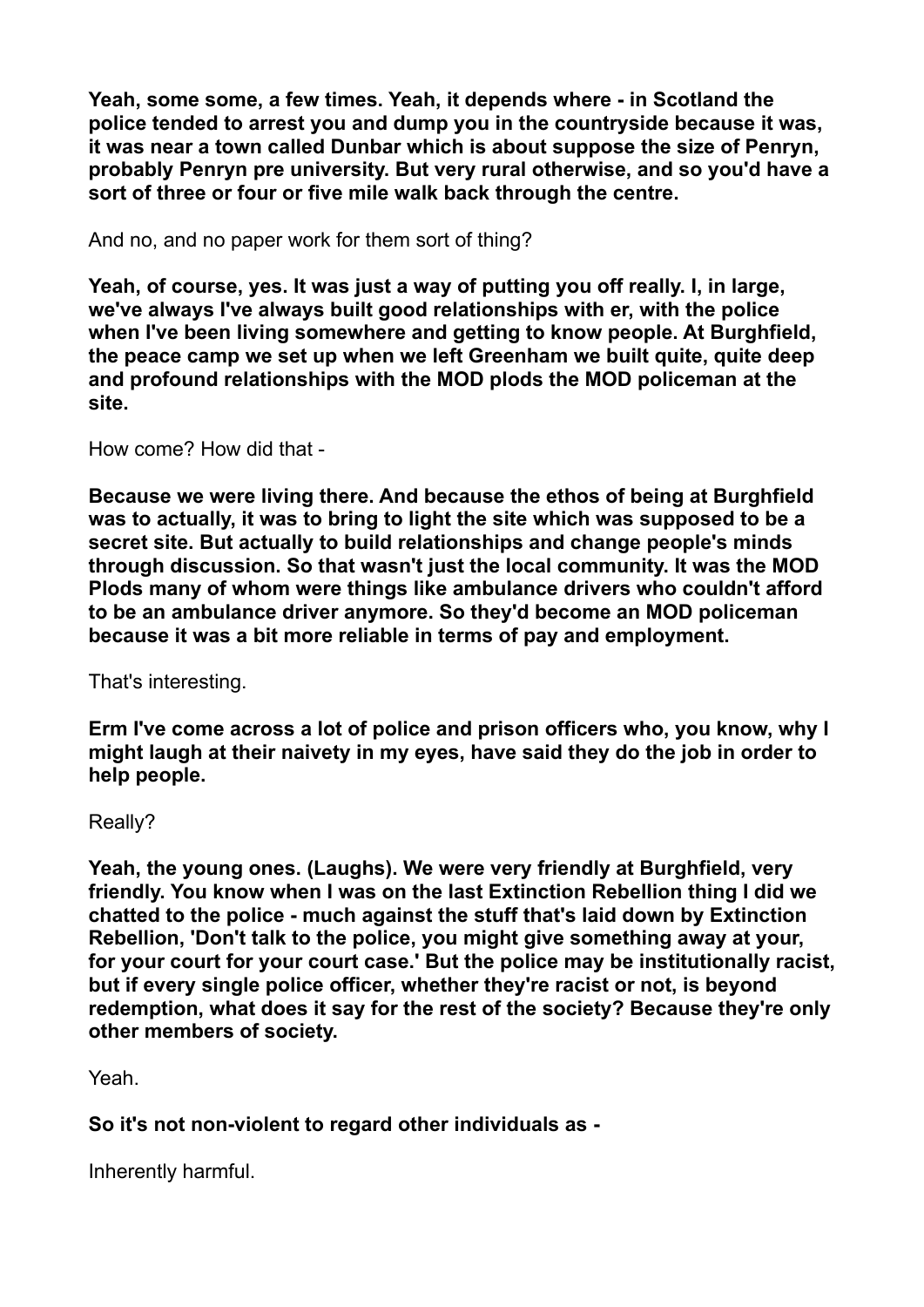**Yeah, some some, a few times. Yeah, it depends where - in Scotland the police tended to arrest you and dump you in the countryside because it was, it was near a town called Dunbar which is about suppose the size of Penryn, probably Penryn pre university. But very rural otherwise, and so you'd have a sort of three or four or five mile walk back through the centre.**

And no, and no paper work for them sort of thing?

**Yeah, of course, yes. It was just a way of putting you off really. I, in large, we've always I've always built good relationships with er, with the police when I've been living somewhere and getting to know people. At Burghfield, the peace camp we set up when we left Greenham we built quite, quite deep and profound relationships with the MOD plods the MOD policeman at the site.**

How come? How did that -

**Because we were living there. And because the ethos of being at Burghfield was to actually, it was to bring to light the site which was supposed to be a secret site. But actually to build relationships and change people's minds through discussion. So that wasn't just the local community. It was the MOD Plods many of whom were things like ambulance drivers who couldn't afford to be an ambulance driver anymore. So they'd become an MOD policeman because it was a bit more reliable in terms of pay and employment.**

That's interesting.

**Erm I've come across a lot of police and prison officers who, you know, why I might laugh at their naivety in my eyes, have said they do the job in order to help people.**

Really?

**Yeah, the young ones. (Laughs). We were very friendly at Burghfield, very friendly. You know when I was on the last Extinction Rebellion thing I did we chatted to the police - much against the stuff that's laid down by Extinction Rebellion, 'Don't talk to the police, you might give something away at your, for your court for your court case.' But the police may be institutionally racist, but if every single police officer, whether they're racist or not, is beyond redemption, what does it say for the rest of the society? Because they're only other members of society.**

Yeah.

**So it's not non-violent to regard other individuals as -**

Inherently harmful.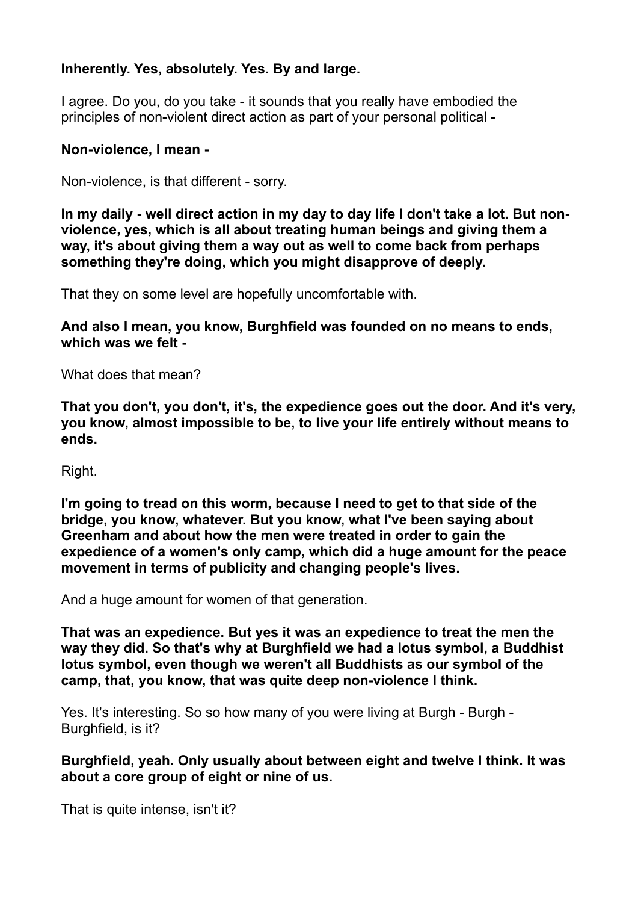**Inherently. Yes, absolutely. Yes. By and large.**

I agree. Do you, do you take - it sounds that you really have embodied the principles of non-violent direct action as part of your personal political -

**Non-violence, I mean -**

Non-violence, is that different - sorry.

**In my daily - well direct action in my day to day life I don't take a lot. But non-violence, yes, which is all about treating human beings and giving them a way, it's about giving them a way out as well to come back from perhaps something they're doing, which you might disapprove of deeply.**

That they on some level are hopefully uncomfortable with.

**And also I mean, you know, Burghfield was founded on no means to ends, which was we felt -**

What does that mean?

**That you don't, you don't, it's, the expedience goes out the door. And it's very, you know, almost impossible to be, to live your life entirely without means to ends.**

Right.

**I'm going to tread on this worm, because I need to get to that side of the bridge, you know, whatever. But you know, what I've been saying about Greenham and about how the men were treated in order to gain the expedience of a women's only camp, which did a huge amount for the peace movement in terms of publicity and changing people's lives.**

And a huge amount for women of that generation.

**That was an expedience. But yes it was an expedience to treat the men the way they did. So that's why at Burghfield we had a lotus symbol, a Buddhist lotus symbol, even though we weren't all Buddhists as our symbol of the camp, that, you know, that was quite deep non-violence I think.**

Yes. It's interesting. So so how many of you were living at Burgh - Burgh - Burghfield, is it?

**Burghfield, yeah. Only usually about between eight and twelve I think. It was about a core group of eight or nine of us.**

That is quite intense, isn't it?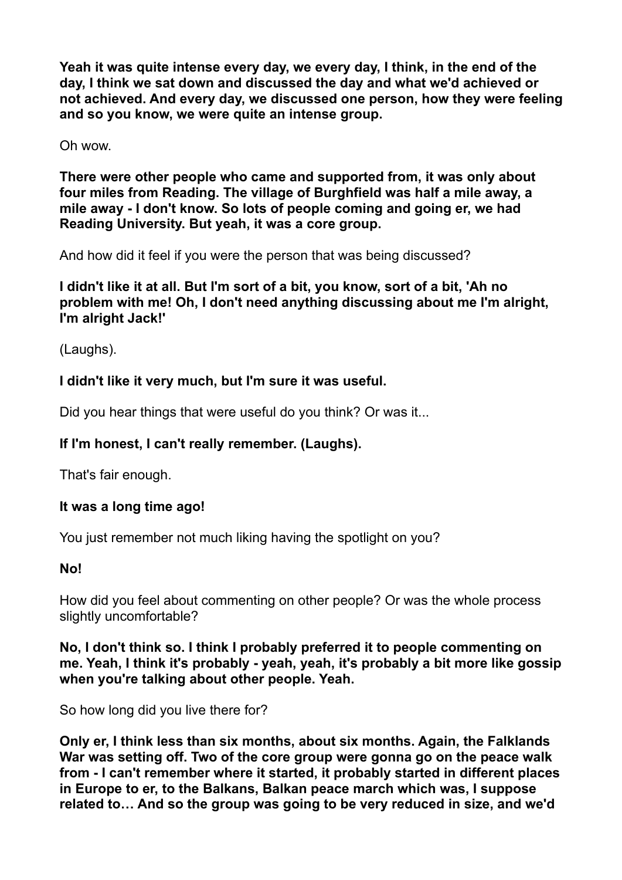**Yeah it was quite intense every day, we every day, I think, in the end of the day, I think we sat down and discussed the day and what we'd achieved or not achieved. And every day, we discussed one person, how they were feeling and so you know, we were quite an intense group.**

Oh wow.

**There were other people who came and supported from, it was only about four miles from Reading. The village of Burghfield was half a mile away, a mile away - I don't know. So lots of people coming and going er, we had Reading University. But yeah, it was a core group.**

And how did it feel if you were the person that was being discussed?

**I didn't like it at all. But I'm sort of a bit, you know, sort of a bit, 'Ah no problem with me! Oh, I don't need anything discussing about me I'm alright, I'm alright Jack!'**

(Laughs).

**I didn't like it very much, but I'm sure it was useful.**

Did you hear things that were useful do you think? Or was it...

**If I'm honest, I can't really remember. (Laughs).**

That's fair enough.

**It was a long time ago!**

You just remember not much liking having the spotlight on you?

**No!**

How did you feel about commenting on other people? Or was the whole process slightly uncomfortable?

**No, I don't think so. I think I probably preferred it to people commenting on me. Yeah, I think it's probably - yeah, yeah, it's probably a bit more like gossip when you're talking about other people. Yeah.**

So how long did you live there for?

**Only er, I think less than six months, about six months. Again, the Falklands War was setting off. Two of the core group were gonna go on the peace walk from - I can't remember where it started, it probably started in different places in Europe to er, to the Balkans, Balkan peace march which was, I suppose related to… And so the group was going to be very reduced in size, and we'd**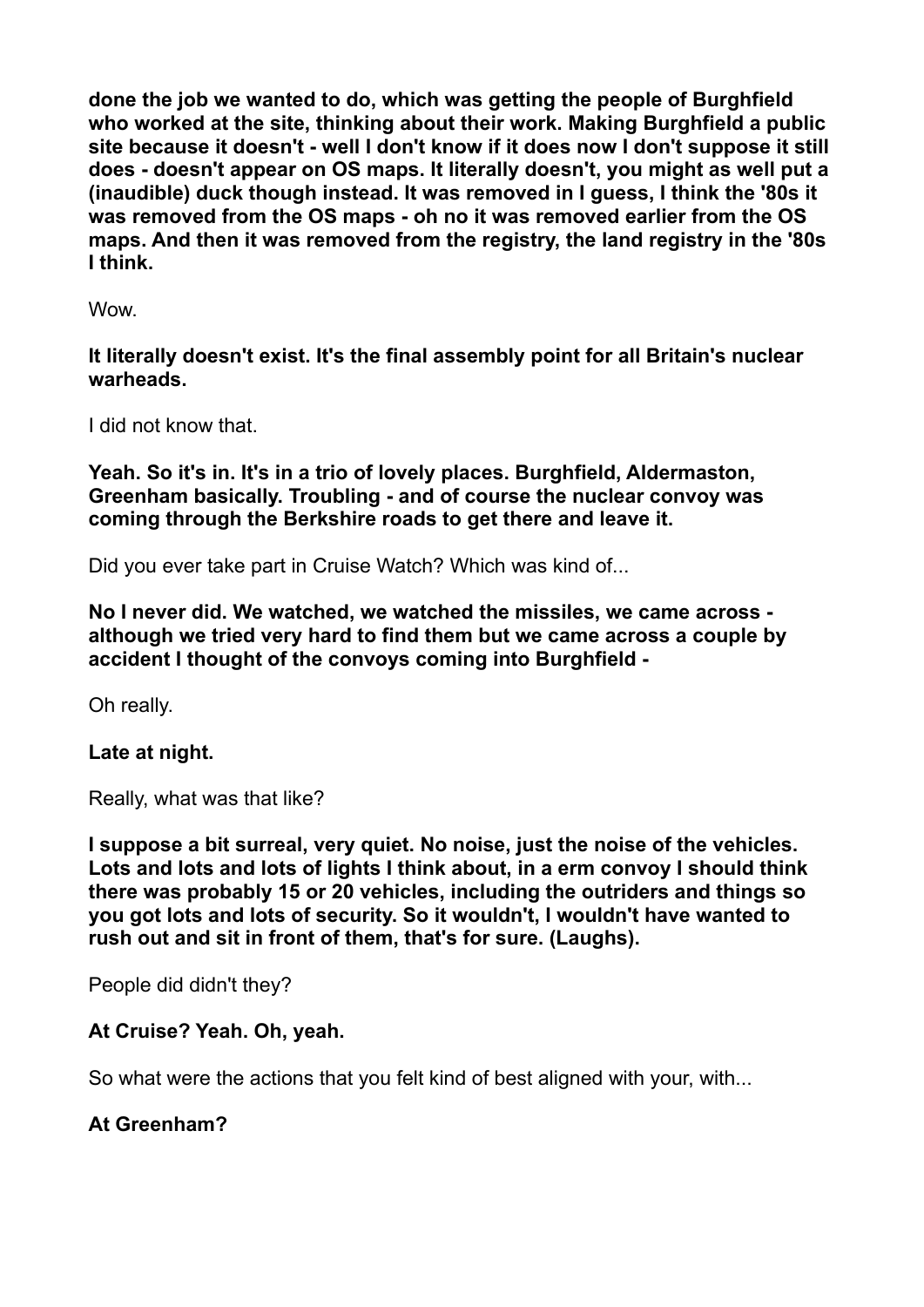**done the job we wanted to do, which was getting the people of Burghfield who worked at the site, thinking about their work. Making Burghfield a public site because it doesn't - well I don't know if it does now I don't suppose it still does - doesn't appear on OS maps. It literally doesn't, you might as well put a (inaudible) duck though instead. It was removed in I guess, I think the '80s it was removed from the OS maps - oh no it was removed earlier from the OS maps. And then it was removed from the registry, the land registry in the '80s I think.**

Wow.

**It literally doesn't exist. It's the final assembly point for all Britain's nuclear warheads.**

I did not know that.

**Yeah. So it's in. It's in a trio of lovely places. Burghfield, Aldermaston, Greenham basically. Troubling - and of course the nuclear convoy was coming through the Berkshire roads to get there and leave it.**

Did you ever take part in Cruise Watch? Which was kind of...

**No I never did. We watched, we watched the missiles, we came across - although we tried very hard to find them but we came across a couple by accident I thought of the convoys coming into Burghfield -**

Oh really.

**Late at night.**

Really, what was that like?

**I suppose a bit surreal, very quiet. No noise, just the noise of the vehicles. Lots and lots and lots of lights I think about, in a erm convoy I should think there was probably 15 or 20 vehicles, including the outriders and things so you got lots and lots of security. So it wouldn't, I wouldn't have wanted to rush out and sit in front of them, that's for sure. (Laughs).**

People did didn't they?

**At Cruise? Yeah. Oh, yeah.**

So what were the actions that you felt kind of best aligned with your, with...

**At Greenham?**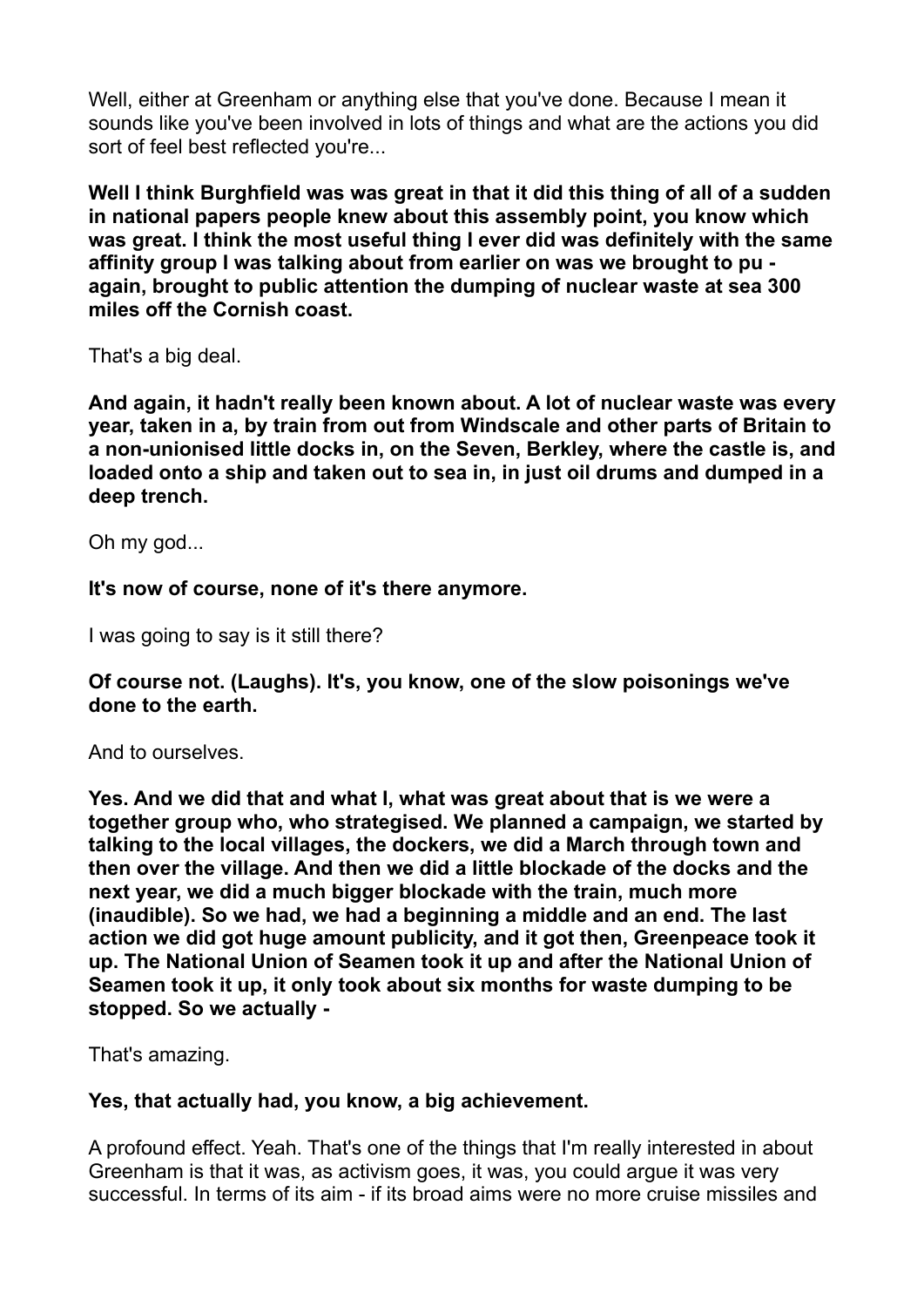Well, either at Greenham or anything else that you've done. Because I mean it sounds like you've been involved in lots of things and what are the actions you did sort of feel best reflected you're...

**Well I think Burghfield was was great in that it did this thing of all of a sudden in national papers people knew about this assembly point, you know which was great. I think the most useful thing I ever did was definitely with the same affinity group I was talking about from earlier on was we brought to pu - again, brought to public attention the dumping of nuclear waste at sea 300 miles off the Cornish coast.**

That's a big deal.

**And again, it hadn't really been known about. A lot of nuclear waste was every year, taken in a, by train from out from Windscale and other parts of Britain to a non-unionised little docks in, on the Seven, Berkley, where the castle is, and loaded onto a ship and taken out to sea in, in just oil drums and dumped in a deep trench.**

Oh my god...

**It's now of course, none of it's there anymore.**

I was going to say is it still there?

**Of course not. (Laughs). It's, you know, one of the slow poisonings we've done to the earth.**

And to ourselves.

**Yes. And we did that and what I, what was great about that is we were a together group who, who strategised. We planned a campaign, we started by talking to the local villages, the dockers, we did a March through town and then over the village. And then we did a little blockade of the docks and the next year, we did a much bigger blockade with the train, much more (inaudible). So we had, we had a beginning a middle and an end. The last action we did got huge amount publicity, and it got then, Greenpeace took it up. The National Union of Seamen took it up and after the National Union of Seamen took it up, it only took about six months for waste dumping to be stopped. So we actually -**

That's amazing.

**Yes, that actually had, you know, a big achievement.**

A profound effect. Yeah. That's one of the things that I'm really interested in about Greenham is that it was, as activism goes, it was, you could argue it was very successful. In terms of its aim - if its broad aims were no more cruise missiles and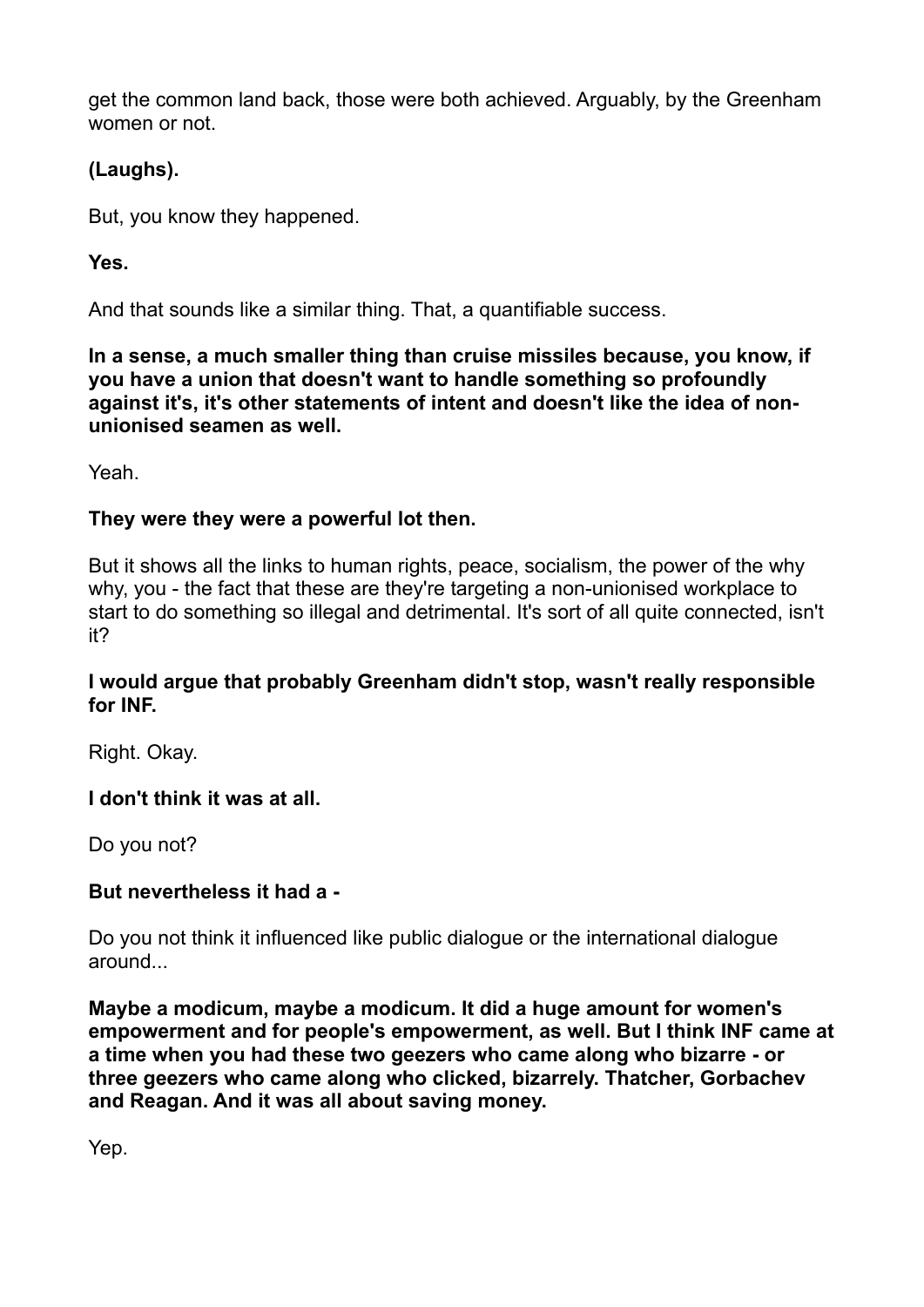get the common land back, those were both achieved. Arguably, by the Greenham women or not.

**(Laughs).**

But, you know they happened.

**Yes.**

And that sounds like a similar thing. That, a quantifiable success.

**In a sense, a much smaller thing than cruise missiles because, you know, if you have a union that doesn't want to handle something so profoundly against it's, it's other statements of intent and doesn't like the idea of non-unionised seamen as well.**

Yeah.

**They were they were a powerful lot then.**

But it shows all the links to human rights, peace, socialism, the power of the why why, you - the fact that these are they're targeting a non-unionised workplace to start to do something so illegal and detrimental. It's sort of all quite connected, isn't it?

**I would argue that probably Greenham didn't stop, wasn't really responsible for INF.**

Right. Okay.

**I don't think it was at all.**

Do you not?

**But nevertheless it had a -**

Do you not think it influenced like public dialogue or the international dialogue around...

**Maybe a modicum, maybe a modicum. It did a huge amount for women's empowerment and for people's empowerment, as well. But I think INF came at a time when you had these two geezers who came along who bizarre - or three geezers who came along who clicked, bizarrely. Thatcher, Gorbachev and Reagan. And it was all about saving money.**

Yep.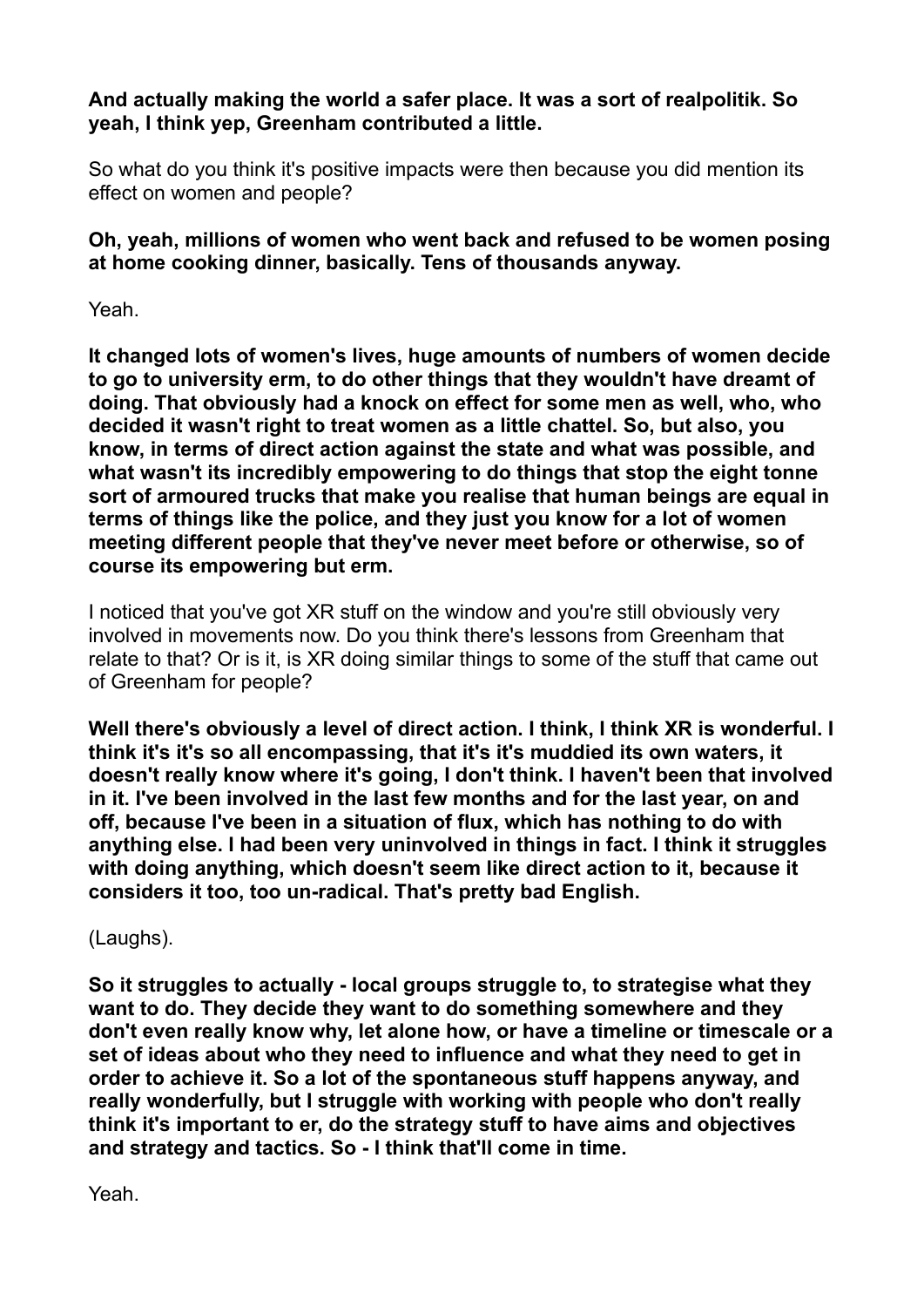**And actually making the world a safer place. It was a sort of realpolitik. So yeah, I think yep, Greenham contributed a little.**

So what do you think it's positive impacts were then because you did mention its effect on women and people?

**Oh, yeah, millions of women who went back and refused to be women posing at home cooking dinner, basically. Tens of thousands anyway.**

Yeah.

**It changed lots of women's lives, huge amounts of numbers of women decide to go to university erm, to do other things that they wouldn't have dreamt of doing. That obviously had a knock on effect for some men as well, who, who decided it wasn't right to treat women as a little chattel. So, but also, you know, in terms of direct action against the state and what was possible, and what wasn't its incredibly empowering to do things that stop the eight tonne sort of armoured trucks that make you realise that human beings are equal in terms of things like the police, and they just you know for a lot of women meeting different people that they've never meet before or otherwise, so of course its empowering but erm.**

I noticed that you've got XR stuff on the window and you're still obviously very involved in movements now. Do you think there's lessons from Greenham that relate to that? Or is it, is XR doing similar things to some of the stuff that came out of Greenham for people?

**Well there's obviously a level of direct action. I think, I think XR is wonderful. I think it's it's so all encompassing, that it's it's muddied its own waters, it doesn't really know where it's going, I don't think. I haven't been that involved in it. I've been involved in the last few months and for the last year, on and off, because I've been in a situation of flux, which has nothing to do with anything else. I had been very uninvolved in things in fact. I think it struggles with doing anything, which doesn't seem like direct action to it, because it considers it too, too un-radical. That's pretty bad English.**

(Laughs).

**So it struggles to actually - local groups struggle to, to strategise what they want to do. They decide they want to do something somewhere and they don't even really know why, let alone how, or have a timeline or timescale or a set of ideas about who they need to influence and what they need to get in order to achieve it. So a lot of the spontaneous stuff happens anyway, and really wonderfully, but I struggle with working with people who don't really think it's important to er, do the strategy stuff to have aims and objectives and strategy and tactics. So - I think that'll come in time.**

Yeah.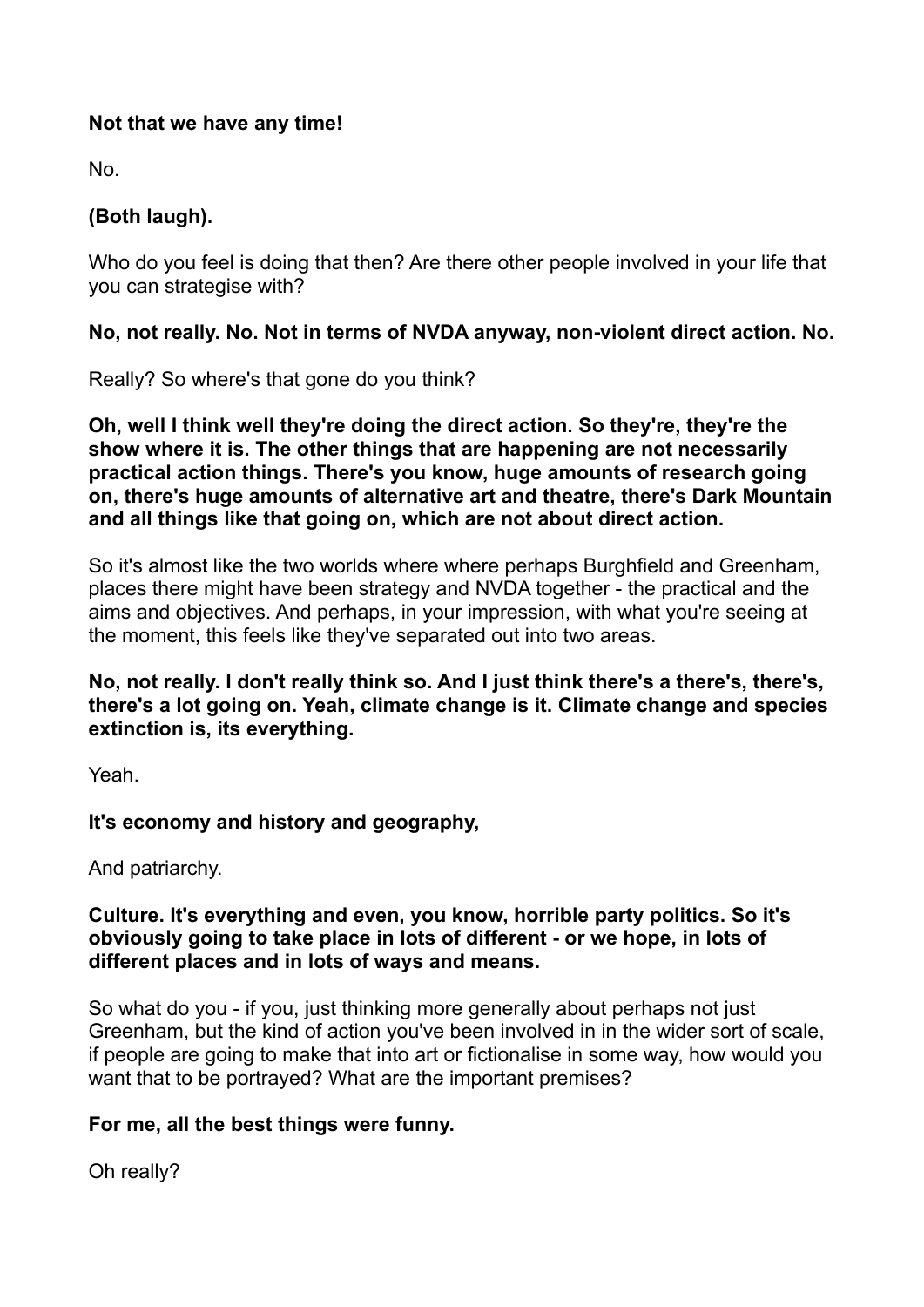**Not that we have any time!**

No.

**(Both laugh).**

Who do you feel is doing that then? Are there other people involved in your life that you can strategise with?

**No, not really. No. Not in terms of NVDA anyway, non-violent direct action. No.**

Really? So where's that gone do you think?

**Oh, well I think well they're doing the direct action. So they're, they're the show where it is. The other things that are happening are not necessarily practical action things. There's you know, huge amounts of research going on, there's huge amounts of alternative art and theatre, there's Dark Mountain and all things like that going on, which are not about direct action.**

So it's almost like the two worlds where where perhaps Burghfield and Greenham, places there might have been strategy and NVDA together - the practical and the aims and objectives. And perhaps, in your impression, with what you're seeing at the moment, this feels like they've separated out into two areas.

**No, not really. I don't really think so. And I just think there's a there's, there's, there's a lot going on. Yeah, climate change is it. Climate change and species extinction is, its everything.**

Yeah.

**It's economy and history and geography,**

And patriarchy.

**Culture. It's everything and even, you know, horrible party politics. So it's obviously going to take place in lots of different - or we hope, in lots of different places and in lots of ways and means.**

So what do you - if you, just thinking more generally about perhaps not just Greenham, but the kind of action you've been involved in in the wider sort of scale, if people are going to make that into art or fictionalise in some way, how would you want that to be portrayed? What are the important premises?

**For me, all the best things were funny.**

Oh really?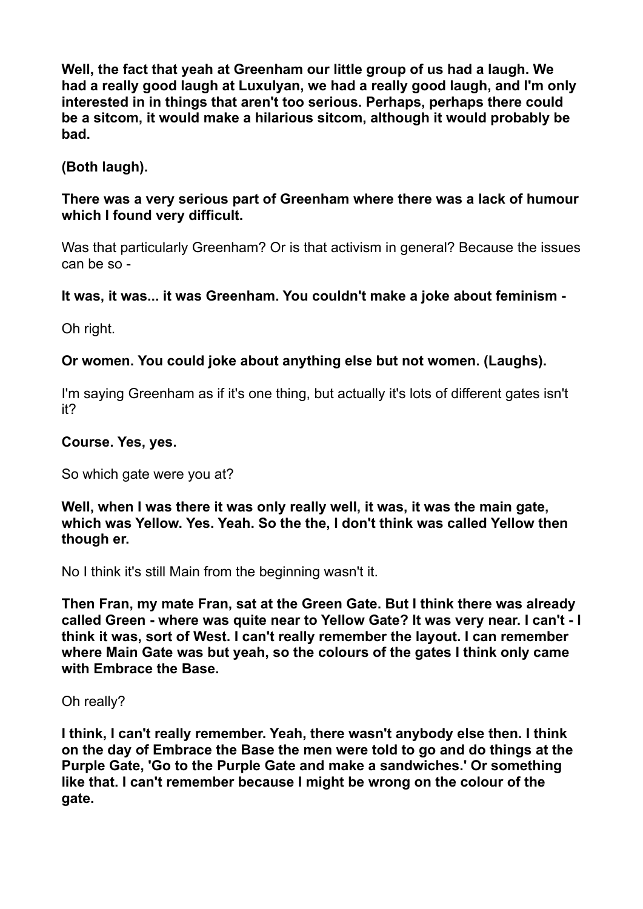**Well, the fact that yeah at Greenham our little group of us had a laugh. We had a really good laugh at Luxulyan, we had a really good laugh, and I'm only interested in in things that aren't too serious. Perhaps, perhaps there could be a sitcom, it would make a hilarious sitcom, although it would probably be bad.**

**(Both laugh).**

**There was a very serious part of Greenham where there was a lack of humour which I found very difficult.**

Was that particularly Greenham? Or is that activism in general? Because the issues can be so -

**It was, it was... it was Greenham. You couldn't make a joke about feminism -**

Oh right.

**Or women. You could joke about anything else but not women. (Laughs).**

I'm saying Greenham as if it's one thing, but actually it's lots of different gates isn't it?

**Course. Yes, yes.**

So which gate were you at?

**Well, when I was there it was only really well, it was, it was the main gate, which was Yellow. Yes. Yeah. So the the, I don't think was called Yellow then though er.**

No I think it's still Main from the beginning wasn't it.

**Then Fran, my mate Fran, sat at the Green Gate. But I think there was already called Green - where was quite near to Yellow Gate? It was very near. I can't - I think it was, sort of West. I can't really remember the layout. I can remember where Main Gate was but yeah, so the colours of the gates I think only came with Embrace the Base.**

Oh really?

**I think, I can't really remember. Yeah, there wasn't anybody else then. I think on the day of Embrace the Base the men were told to go and do things at the Purple Gate, 'Go to the Purple Gate and make a sandwiches.' Or something like that. I can't remember because I might be wrong on the colour of the gate.**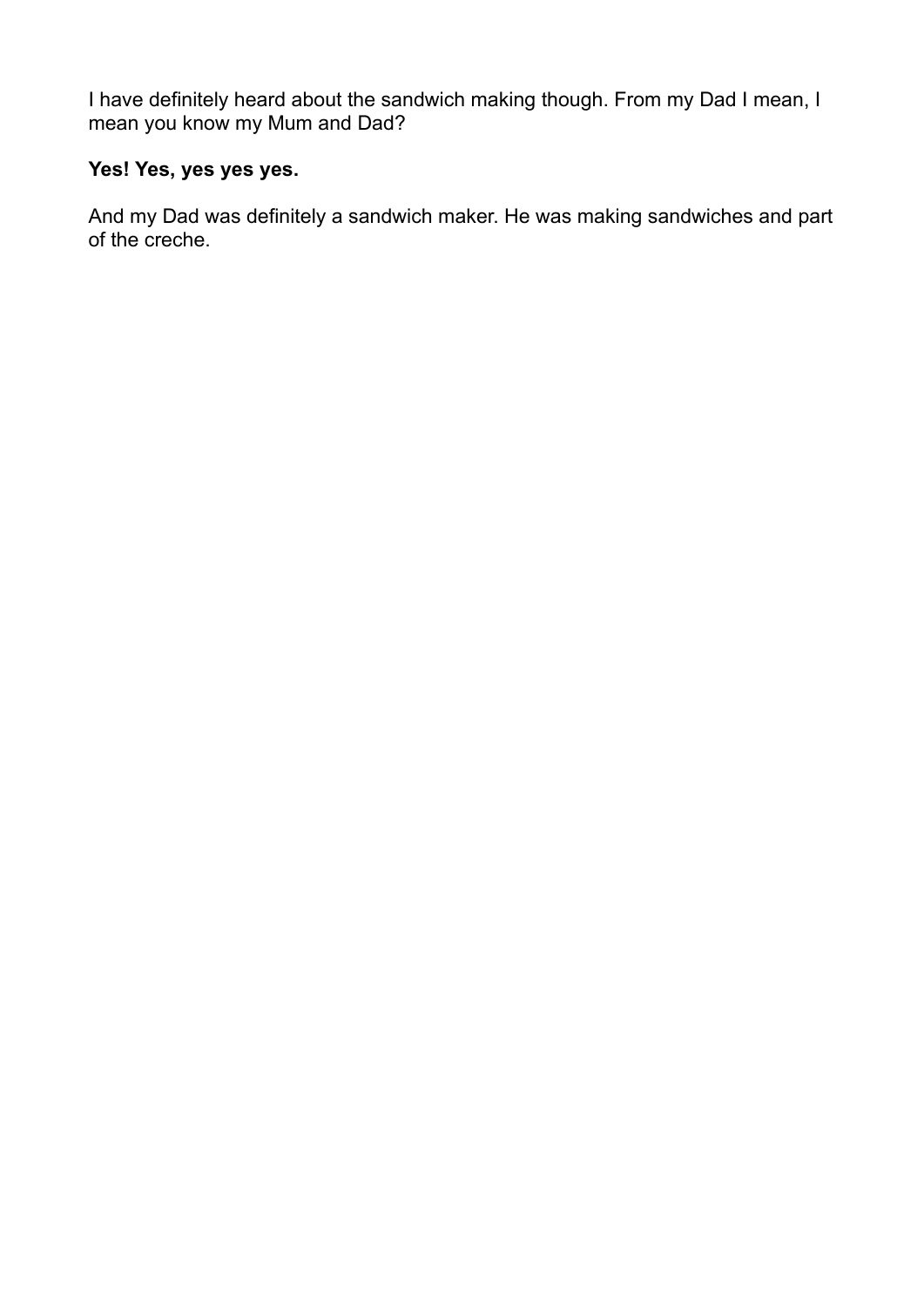I have definitely heard about the sandwich making though. From my Dad I mean, I mean you know my Mum and Dad?

**Yes! Yes, yes yes yes.**

And my Dad was definitely a sandwich maker. He was making sandwiches and part of the creche.